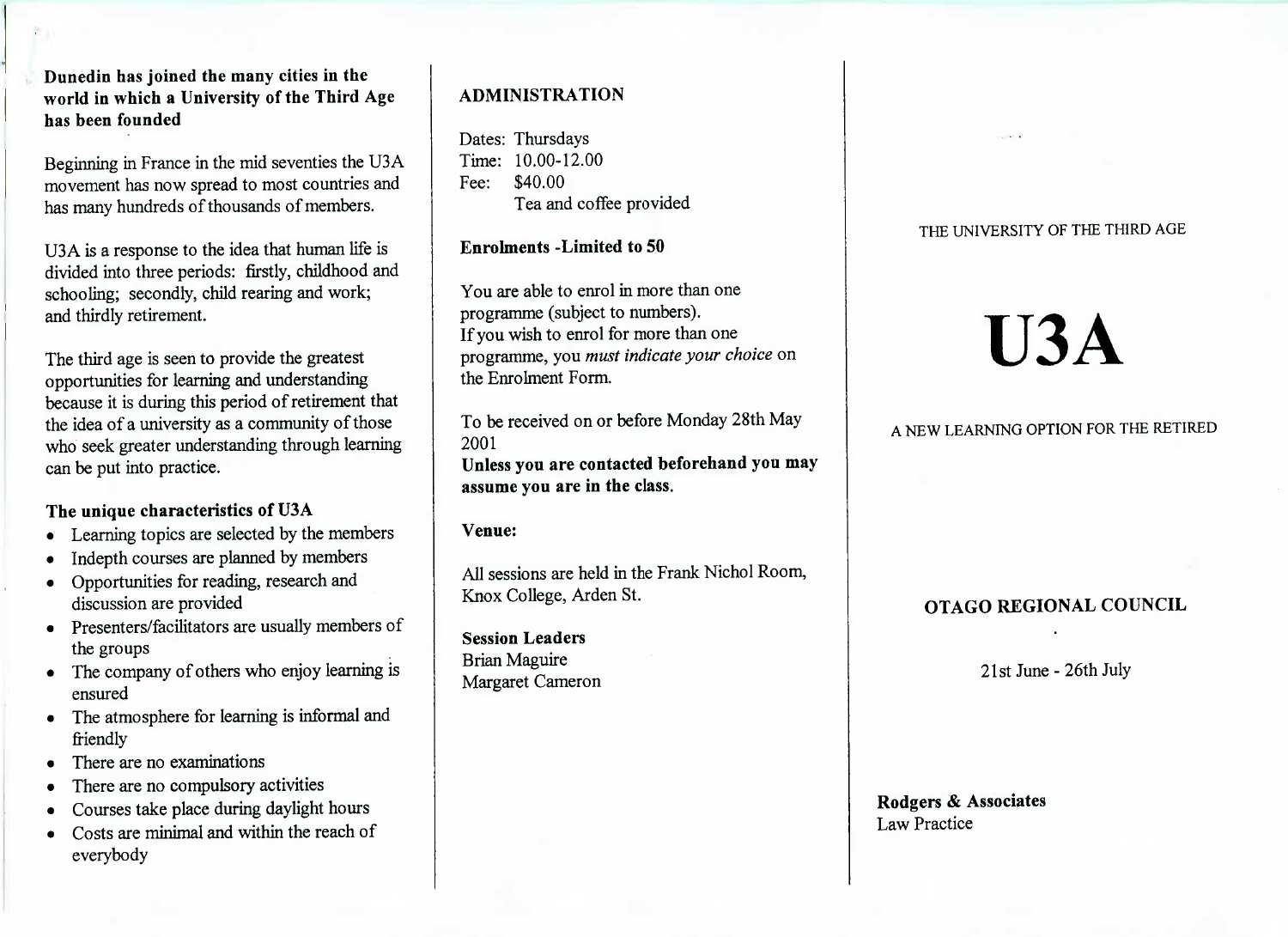**Dunedin has joined the many cities in the world in which a University of the Third Age has been founded**

Beginning in France in the mid seventies the U3A movement has now spread to most countries and has many hundreds of thousands of members.

U3A is a response to the idea that human life is divided into three periods: firstly, childhood and schooling; secondly, child rearing and work; and thirdly retirement.

The third age is seen to provide the greatest opportunities for learning and understanding because it is during this period of retirement that the idea of a university as a community of those who seek greater understanding through learning can be put into practice.

### The unique characteristics of U3A

- Learning topics are selected by the members
- Indepth courses are planned by members
- Opportunities for reading, research and discussion are provided
- Presenters/facilitators are usually members of the groups
- The company of others who enjoy learning is ensured
- The atmosphere for learning is informal and friendly
- There are no examinations
- There are no compulsory activities
- Courses take place during daylight hours
- Costs are minimal and within the reach of everybody

## ADMINISTRATION

Dates: Thursdays
Time: 10.00-12.00
Fee: $40.00
Tea and coffee provided

**Enrolments -Limited to 50**

You are able to enrol in more than one programme (subject to numbers).
If you wish to enrol for more than one programme, you *must indicate your choice* on the Enrolment Form.

To be received on or before Monday 28th May 2001
**Unless you are contacted beforehand you may assume you are in the class.**

**Venue:**

All sessions are held in the Frank Nichol Room, Knox College, Arden St.

**Session Leaders**
Brian Maguire
Margaret Cameron

THE UNIVERSITY OF THE THIRD AGE

# U3A

A NEW LEARNING OPTION FOR THE RETIRED

**OTAGO REGIONAL COUNCIL**

21st June - 26th July

**Rodgers & Associates**
Law Practice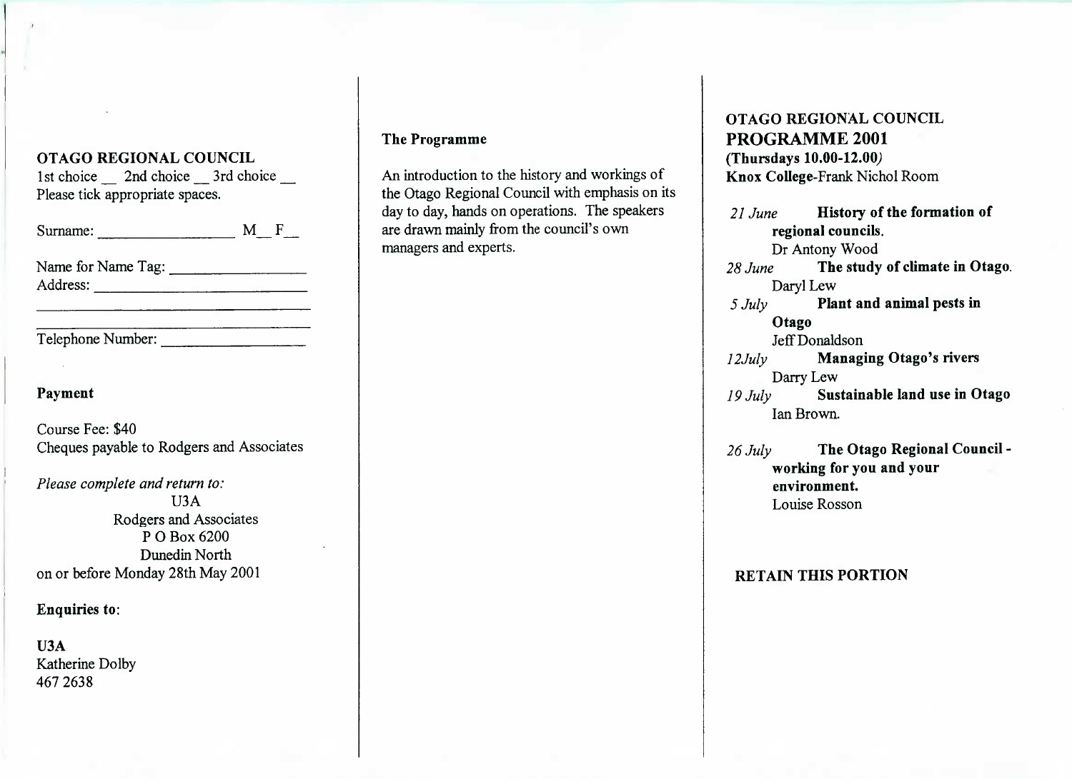## OTAGO REGIONAL COUNCIL

1st choice __ 2nd choice __ 3rd choice __
Please tick appropriate spaces.

Surname: ________________ M__ F__

Name for Name Tag: ________________
Address: ____________________________

____________________________________

____________________________________

Telephone Number: ________________

### Payment

Course Fee: $40
Cheques payable to Rodgers and Associates

*Please complete and return to:*
U3A
Rodgers and Associates
P O Box 6200
Dunedin North
on or before Monday 28th May 2001

**Enquiries to**:

**U3A**
Katherine Dolby
467 2638

### The Programme

An introduction to the history and workings of the Otago Regional Council with emphasis on its day to day, hands on operations. The speakers are drawn mainly from the council's own managers and experts.

## OTAGO REGIONAL COUNCIL
## PROGRAMME 2001

**(Thursdays 10.00-12.00)**
**Knox College**-Frank Nichol Room

*21 June* **History of the formation of regional councils.**
Dr Antony Wood

*28 June* **The study of climate in Otago.**
Daryl Lew

*5 July* **Plant and animal pests in Otago**
Jeff Donaldson

*12July* **Managing Otago's rivers**
Darry Lew

*19 July* **Sustainable land use in Otago**
Ian Brown.

*26 July* **The Otago Regional Council - working for you and your environment.**
Louise Rosson

**RETAIN THIS PORTION**